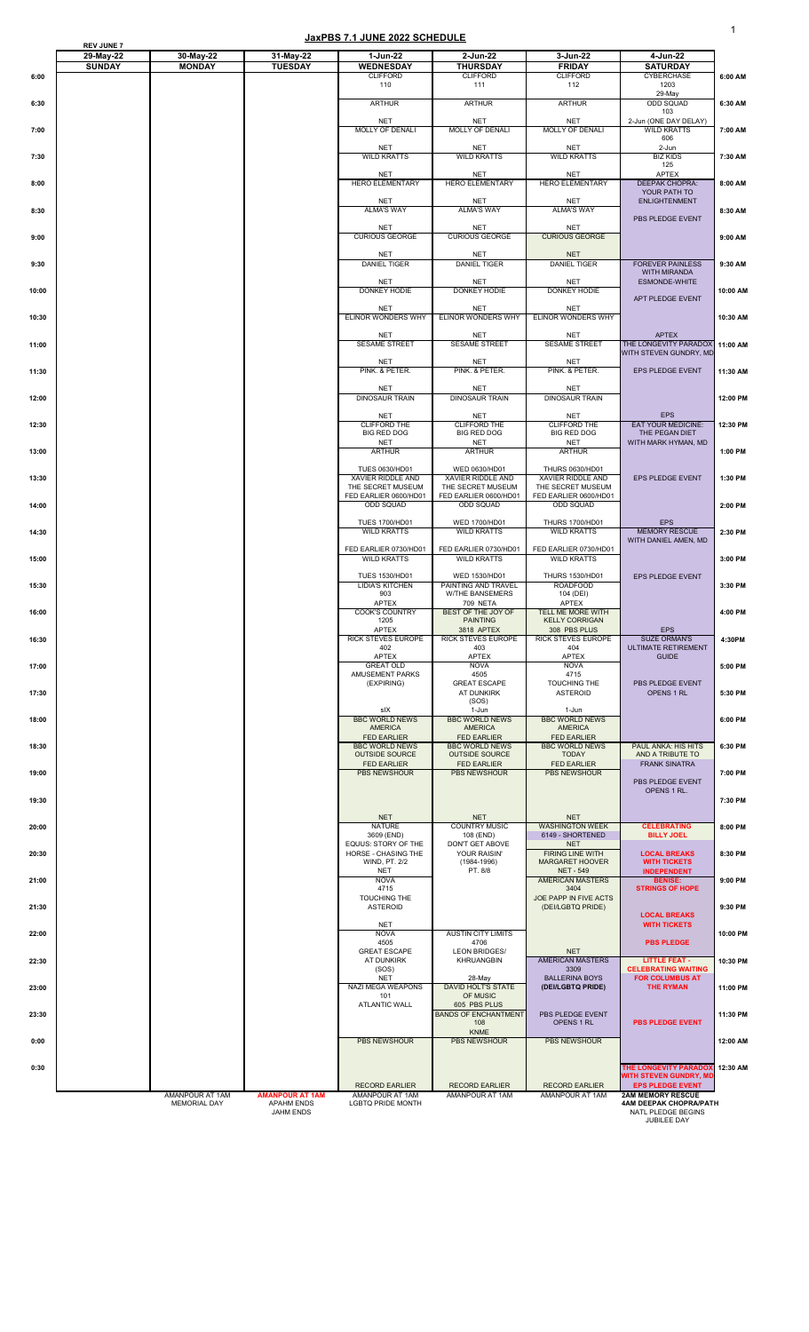# JaxPBS 7.1 JUNE 2022 SCHEDULE

REV JUNE 7

| | 29-May-22 | 30-May-22 | 31-May-22 | 1-Jun-22 | 2-Jun-22 | 3-Jun-22 | 4-Jun-22 | |
|---|---|---|---|---|---|---|---|---|
| | SUNDAY | MONDAY | TUESDAY | WEDNESDAY | THURSDAY | FRIDAY | SATURDAY | |
| 6:00 | | | | CLIFFORD 110 | CLIFFORD 111 | CLIFFORD 112 | CYBERCHASE 1203 29-May | 6:00 AM |
| 6:30 | | | | ARTHUR NET | ARTHUR NET | ARTHUR NET | ODD SQUAD 103 2-Jun (ONE DAY DELAY) | 6:30 AM |
| 7:00 | | | | MOLLY OF DENALI NET | MOLLY OF DENALI NET | MOLLY OF DENALI NET | WILD KRATTS 606 2-Jun | 7:00 AM |
| 7:30 | | | | WILD KRATTS NET | WILD KRATTS NET | WILD KRATTS NET | BIZ KIDS 125 APTEX | 7:30 AM |
| 8:00 | | | | HERO ELEMENTARY NET | HERO ELEMENTARY NET | HERO ELEMENTARY NET | DEEPAK CHOPRA: YOUR PATH TO ENLIGHTENMENT | 8:00 AM |
| 8:30 | | | | ALMA'S WAY NET | ALMA'S WAY NET | ALMA'S WAY NET | PBS PLEDGE EVENT | 8:30 AM |
| 9:00 | | | | CURIOUS GEORGE NET | CURIOUS GEORGE NET | CURIOUS GEORGE NET | | 9:00 AM |
| 9:30 | | | | DANIEL TIGER NET | DANIEL TIGER NET | DANIEL TIGER NET | FOREVER PAINLESS WITH MIRANDA ESMONDE-WHITE | 9:30 AM |
| 10:00 | | | | DONKEY HODIE NET | DONKEY HODIE NET | DONKEY HODIE NET | APT PLEDGE EVENT | 10:00 AM |
| 10:30 | | | | ELINOR WONDERS WHY NET | ELINOR WONDERS WHY NET | ELINOR WONDERS WHY NET | APTEX | 10:30 AM |
| 11:00 | | | | SESAME STREET NET | SESAME STREET NET | SESAME STREET NET | THE LONGEVITY PARADOX WITH STEVEN GUNDRY, MD | 11:00 AM |
| 11:30 | | | | PINK. & PETER. NET | PINK. & PETER. NET | PINK. & PETER. NET | EPS PLEDGE EVENT | 11:30 AM |
| 12:00 | | | | DINOSAUR TRAIN NET | DINOSAUR TRAIN NET | DINOSAUR TRAIN NET | EPS | 12:00 PM |
| 12:30 | | | | CLIFFORD THE BIG RED DOG NET | CLIFFORD THE BIG RED DOG NET | CLIFFORD THE BIG RED DOG NET | EAT YOUR MEDICINE: THE PEGAN DIET WITH MARK HYMAN, MD | 12:30 PM |
| 13:00 | | | | ARTHUR TUES 0630/HD01 | ARTHUR WED 0630/HD01 | ARTHUR THURS 0630/HD01 | | 1:00 PM |
| 13:30 | | | | XAVIER RIDDLE AND THE SECRET MUSEUM FED EARLIER 0600/HD01 | XAVIER RIDDLE AND THE SECRET MUSEUM FED EARLIER 0600/HD01 | XAVIER RIDDLE AND THE SECRET MUSEUM FED EARLIER 0600/HD01 | EPS PLEDGE EVENT | 1:30 PM |
| 14:00 | | | | ODD SQUAD TUES 1700/HD01 | ODD SQUAD WED 1700/HD01 | ODD SQUAD THURS 1700/HD01 | EPS | 2:00 PM |
| 14:30 | | | | WILD KRATTS FED EARLIER 0730/HD01 | WILD KRATTS FED EARLIER 0730/HD01 | WILD KRATTS FED EARLIER 0730/HD01 | MEMORY RESCUE WITH DANIEL AMEN, MD | 2:30 PM |
| 15:00 | | | | WILD KRATTS TUES 1530/HD01 | WILD KRATTS WED 1530/HD01 | WILD KRATTS THURS 1530/HD01 | | 3:00 PM |
| 15:30 | | | | LIDIA'S KITCHEN 903 APTEX | PAINTING AND TRAVEL W/THE BANSEMERS 709 NETA | ROADFOOD 104 (DEI) APTEX | EPS PLEDGE EVENT | 3:30 PM |
| 16:00 | | | | COOK'S COUNTRY 1205 APTEX | BEST OF THE JOY OF PAINTING 3818 APTEX | TELL ME MORE WITH KELLY CORRIGAN 308 PBS PLUS | EPS | 4:00 PM |
| 16:30 | | | | RICK STEVES EUROPE 402 APTEX | RICK STEVES EUROPE 403 APTEX | RICK STEVES EUROPE 404 APTEX | SUZE ORMAN'S ULTIMATE RETIREMENT GUIDE | 4:30PM |
| 17:00 | | | | GREAT OLD AMUSEMENT PARKS (EXPIRING) | NOVA 4505 | NOVA 4715 | | 5:00 PM |
| 17:30 | | | | sIX | GREAT ESCAPE AT DUNKIRK (SOS) 1-Jun | TOUCHING THE ASTEROID 1-Jun | PBS PLEDGE EVENT OPENS 1 RL | 5:30 PM |
| 18:00 | | | | BBC WORLD NEWS AMERICA FED EARLIER | BBC WORLD NEWS AMERICA FED EARLIER | BBC WORLD NEWS AMERICA FED EARLIER | | 6:00 PM |
| 18:30 | | | | BBC WORLD NEWS OUTSIDE SOURCE FED EARLIER | BBC WORLD NEWS OUTSIDE SOURCE FED EARLIER | BBC WORLD NEWS TODAY FED EARLIER | PAUL ANKA: HIS HITS AND A TRIBUTE TO FRANK SINATRA | 6:30 PM |
| 19:00 | | | | PBS NEWSHOUR | PBS NEWSHOUR | PBS NEWSHOUR | PBS PLEDGE EVENT OPENS 1 RL. | 7:00 PM |
| 19:30 | | | | NET | NET | NET | | 7:30 PM |
| 20:00 | | | | NATURE 3609 (END) | COUNTRY MUSIC 108 (END) | WASHINGTON WEEK 6149 - SHORTENED NET | CELEBRATING BILLY JOEL | 8:00 PM |
| 20:30 | | | | EQUUS: STORY OF THE HORSE - CHASING THE WIND, PT. 2/2 NET | DON'T GET ABOVE YOUR RAISIN' (1984-1996) PT. 8/8 | FIRING LINE WITH MARGARET HOOVER NET - 549 | LOCAL BREAKS WITH TICKETS INDEPENDENT | 8:30 PM |
| 21:00 | | | | NOVA 4715 | | AMERICAN MASTERS 3404 | BENISE: STRINGS OF HOPE | 9:00 PM |
| 21:30 | | | | TOUCHING THE ASTEROID NET | | JOE PAPP IN FIVE ACTS (DEI/LGBTQ PRIDE) | LOCAL BREAKS WITH TICKETS | 9:30 PM |
| 22:00 | | | | NOVA 4505 | AUSTIN CITY LIMITS 4706 | | PBS PLEDGE | 10:00 PM |
| 22:30 | | | | GREAT ESCAPE AT DUNKIRK (SOS) NET | LEON BRIDGES/ KHRUANGBIN 28-May | NET AMERICAN MASTERS 3309 | LITTLE FEAT - CELEBRATING WAITING FOR COLUMBUS AT | 10:30 PM |
| 23:00 | | | | NAZI MEGA WEAPONS 101 | DAVID HOLT'S STATE OF MUSIC 605 PBS PLUS | BALLERINA BOYS (DEI/LGBTQ PRIDE) | THE RYMAN | 11:00 PM |
| 23:30 | | | | ATLANTIC WALL | BANDS OF ENCHANTMENT 108 KNME | PBS PLEDGE EVENT OPENS 1 RL | PBS PLEDGE EVENT | 11:30 PM |
| 0:00 | | | | PBS NEWSHOUR | PBS NEWSHOUR | PBS NEWSHOUR | | 12:00 AM |
| 0:30 | | | | RECORD EARLIER | RECORD EARLIER | RECORD EARLIER | THE LONGEVITY PARADOX WITH STEVEN GUNDRY, MD EPS PLEDGE EVENT | 12:30 AM |
| | | AMANPOUR AT 1AM MEMORIAL DAY | AMANPOUR AT 1AM APAHM ENDS JAHM ENDS | AMANPOUR AT 1AM LGBTQ PRIDE MONTH | AMANPOUR AT 1AM | AMANPOUR AT 1AM | 2AM MEMORY RESCUE 4AM DEEPAK CHOPRA/PATH NATL PLEDGE BEGINS JUBILEE DAY | |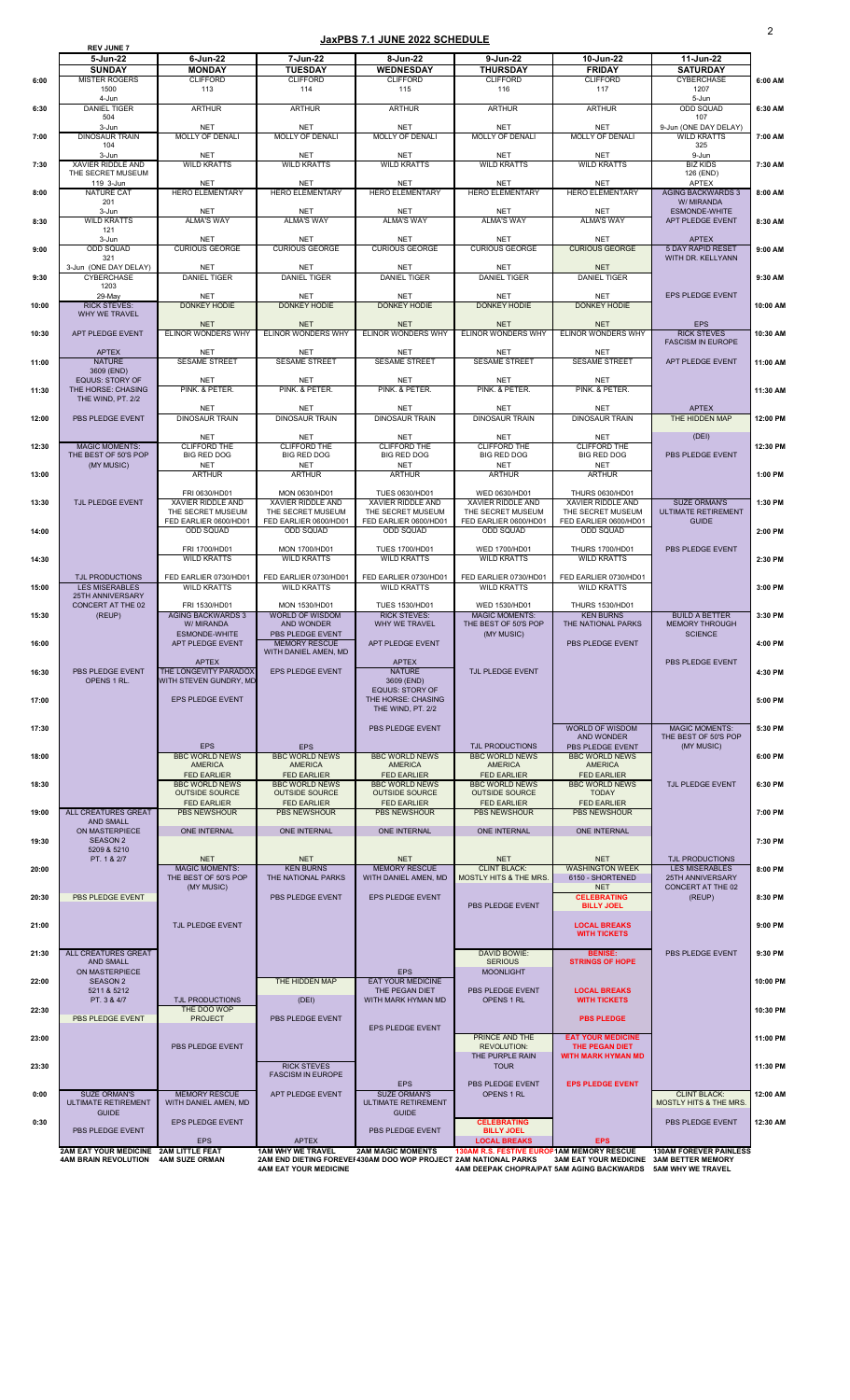# JaxPBS 7.1 JUNE 2022 SCHEDULE

REV JUNE 7

| | 5-Jun-22 SUNDAY | 6-Jun-22 MONDAY | 7-Jun-22 TUESDAY | 8-Jun-22 WEDNESDAY | 9-Jun-22 THURSDAY | 10-Jun-22 FRIDAY | 11-Jun-22 SATURDAY | |
|---|---|---|---|---|---|---|---|---|
| 6:00 | MISTER ROGERS 1500 4-Jun | CLIFFORD 113 | CLIFFORD 114 | CLIFFORD 115 | CLIFFORD 116 | CLIFFORD 117 | CYBERCHASE 1207 5-Jun | 6:00 AM |
| 6:30 | DANIEL TIGER 504 3-Jun | ARTHUR NET | ARTHUR NET | ARTHUR NET | ARTHUR NET | ARTHUR NET | ODD SQUAD 107 9-Jun (ONE DAY DELAY) | 6:30 AM |
| 7:00 | DINOSAUR TRAIN 104 3-Jun | MOLLY OF DENALI NET | MOLLY OF DENALI NET | MOLLY OF DENALI NET | MOLLY OF DENALI NET | MOLLY OF DENALI NET | WILD KRATTS 325 9-Jun | 7:00 AM |
| 7:30 | XAVIER RIDDLE AND THE SECRET MUSEUM 119 3-Jun | WILD KRATTS NET | WILD KRATTS NET | WILD KRATTS NET | WILD KRATTS NET | WILD KRATTS NET | BIZ KIDS 126 (END) APTEX | 7:30 AM |
| 8:00 | NATURE CAT 201 3-Jun | HERO ELEMENTARY NET | HERO ELEMENTARY NET | HERO ELEMENTARY NET | HERO ELEMENTARY NET | HERO ELEMENTARY NET | AGING BACKWARDS 3 W/ MIRANDA ESMONDE-WHITE | 8:00 AM |
| 8:30 | WILD KRATTS 121 3-Jun | ALMA'S WAY NET | ALMA'S WAY NET | ALMA'S WAY NET | ALMA'S WAY NET | ALMA'S WAY NET | APT PLEDGE EVENT APTEX | 8:30 AM |
| 9:00 | ODD SQUAD 321 3-Jun (ONE DAY DELAY) | CURIOUS GEORGE NET | CURIOUS GEORGE NET | CURIOUS GEORGE NET | CURIOUS GEORGE NET | CURIOUS GEORGE NET | 5 DAY RAPID RESET WITH DR. KELLYANN | 9:00 AM |
| 9:30 | CYBERCHASE 1203 29-May | DANIEL TIGER NET | DANIEL TIGER NET | DANIEL TIGER NET | DANIEL TIGER NET | DANIEL TIGER NET | EPS PLEDGE EVENT | 9:30 AM |
| 10:00 | RICK STEVES: WHY WE TRAVEL | DONKEY HODIE NET | DONKEY HODIE NET | DONKEY HODIE NET | DONKEY HODIE NET | DONKEY HODIE NET | EPS | 10:00 AM |
| 10:30 | APT PLEDGE EVENT APTEX | ELINOR WONDERS WHY NET | ELINOR WONDERS WHY NET | ELINOR WONDERS WHY NET | ELINOR WONDERS WHY NET | ELINOR WONDERS WHY NET | RICK STEVES FASCISM IN EUROPE | 10:30 AM |
| 11:00 | NATURE 3609 (END) | SESAME STREET NET | SESAME STREET NET | SESAME STREET NET | SESAME STREET NET | SESAME STREET NET | APT PLEDGE EVENT | 11:00 AM |
| 11:30 | EQUUS: STORY OF THE HORSE: CHASING THE WIND, PT. 2/2 | PINK. & PETER. NET | PINK. & PETER. NET | PINK. & PETER. NET | PINK. & PETER. NET | PINK. & PETER. NET | APTEX | 11:30 AM |
| 12:00 | PBS PLEDGE EVENT | DINOSAUR TRAIN NET | DINOSAUR TRAIN NET | DINOSAUR TRAIN NET | DINOSAUR TRAIN NET | DINOSAUR TRAIN NET | THE HIDDEN MAP (DEI) | 12:00 PM |
| 12:30 | MAGIC MOMENTS: THE BEST OF 50'S POP (MY MUSIC) | CLIFFORD THE BIG RED DOG NET | CLIFFORD THE BIG RED DOG NET | CLIFFORD THE BIG RED DOG NET | CLIFFORD THE BIG RED DOG NET | CLIFFORD THE BIG RED DOG NET | PBS PLEDGE EVENT | 12:30 PM |
| 13:00 | | ARTHUR FRI 0630/HD01 | ARTHUR MON 0630/HD01 | ARTHUR TUES 0630/HD01 | ARTHUR WED 0630/HD01 | ARTHUR THURS 0630/HD01 | | 1:00 PM |
| 13:30 | TJL PLEDGE EVENT | XAVIER RIDDLE AND THE SECRET MUSEUM FED EARLIER 0600/HD01 | XAVIER RIDDLE AND THE SECRET MUSEUM FED EARLIER 0600/HD01 | XAVIER RIDDLE AND THE SECRET MUSEUM FED EARLIER 0600/HD01 | XAVIER RIDDLE AND THE SECRET MUSEUM FED EARLIER 0600/HD01 | XAVIER RIDDLE AND THE SECRET MUSEUM FED EARLIER 0600/HD01 | SUZE ORMAN'S ULTIMATE RETIREMENT GUIDE | 1:30 PM |
| 14:00 | | ODD SQUAD FRI 1700/HD01 | ODD SQUAD MON 1700/HD01 | ODD SQUAD TUES 1700/HD01 | ODD SQUAD WED 1700/HD01 | ODD SQUAD THURS 1700/HD01 | | 2:00 PM |
| 14:30 | TJL PRODUCTIONS | WILD KRATTS FED EARLIER 0730/HD01 | WILD KRATTS FED EARLIER 0730/HD01 | WILD KRATTS FED EARLIER 0730/HD01 | WILD KRATTS FED EARLIER 0730/HD01 | WILD KRATTS FED EARLIER 0730/HD01 | PBS PLEDGE EVENT | 2:30 PM |
| 15:00 | LES MISERABLES 25TH ANNIVERSARY CONCERT AT THE 02 (REUP) | WILD KRATTS FRI 1530/HD01 | WILD KRATTS MON 1530/HD01 | WILD KRATTS TUES 1530/HD01 | WILD KRATTS WED 1530/HD01 | WILD KRATTS THURS 1530/HD01 | | 3:00 PM |
| 15:30 | | AGING BACKWARDS 3 W/ MIRANDA ESMONDE-WHITE | WORLD OF WISDOM AND WONDER PBS PLEDGE EVENT | RICK STEVES: WHY WE TRAVEL | MAGIC MOMENTS: THE BEST OF 50'S POP (MY MUSIC) | KEN BURNS THE NATIONAL PARKS | BUILD A BETTER MEMORY THROUGH SCIENCE | 3:30 PM |
| 16:00 | | APT PLEDGE EVENT APTEX | MEMORY RESCUE WITH DANIEL AMEN, MD | APT PLEDGE EVENT APTEX | | PBS PLEDGE EVENT | PBS PLEDGE EVENT | 4:00 PM |
| 16:30 | PBS PLEDGE EVENT OPENS 1 RL | THE LONGEVITY PARADOX WITH STEVEN GUNDRY, MD | EPS PLEDGE EVENT | NATURE 3609 (END) | TJL PLEDGE EVENT | | | 4:30 PM |
| 17:00 | | EPS PLEDGE EVENT | | EQUUS: STORY OF THE HORSE: CHASING THE WIND, PT. 2/2 | | | | 5:00 PM |
| 17:30 | | EPS | EPS | PBS PLEDGE EVENT | TJL PRODUCTIONS | WORLD OF WISDOM AND WONDER PBS PLEDGE EVENT | MAGIC MOMENTS: THE BEST OF 50'S POP (MY MUSIC) | 5:30 PM |
| 18:00 | | BBC WORLD NEWS AMERICA FED EARLIER | BBC WORLD NEWS AMERICA FED EARLIER | BBC WORLD NEWS AMERICA FED EARLIER | BBC WORLD NEWS AMERICA FED EARLIER | BBC WORLD NEWS AMERICA FED EARLIER | | 6:00 PM |
| 18:30 | | BBC WORLD NEWS OUTSIDE SOURCE FED EARLIER | BBC WORLD NEWS OUTSIDE SOURCE FED EARLIER | BBC WORLD NEWS OUTSIDE SOURCE FED EARLIER | BBC WORLD NEWS OUTSIDE SOURCE FED EARLIER | BBC WORLD NEWS TODAY FED EARLIER | TJL PLEDGE EVENT | 6:30 PM |
| 19:00 | ALL CREATURES GREAT AND SMALL ON MASTERPIECE SEASON 2 5209 & 5210 PT. 1 & 2/7 | PBS NEWSHOUR ONE INTERNAL | PBS NEWSHOUR ONE INTERNAL | PBS NEWSHOUR ONE INTERNAL | PBS NEWSHOUR ONE INTERNAL | PBS NEWSHOUR ONE INTERNAL | | 7:00 PM |
| 19:30 | | NET | NET | NET | NET | NET | TJL PRODUCTIONS | 7:30 PM |
| 20:00 | | MAGIC MOMENTS: THE BEST OF 50'S POP (MY MUSIC) | KEN BURNS THE NATIONAL PARKS | MEMORY RESCUE WITH DANIEL AMEN, MD | CLINT BLACK: MOSTLY HITS & THE MRS. | WASHINGTON WEEK 6150 - SHORTENED NET | LES MISERABLES 25TH ANNIVERSARY CONCERT AT THE 02 (REUP) | 8:00 PM |
| 20:30 | PBS PLEDGE EVENT | | PBS PLEDGE EVENT | EPS PLEDGE EVENT | PBS PLEDGE EVENT | **CELEBRATING BILLY JOEL** | | 8:30 PM |
| 21:00 | | TJL PLEDGE EVENT | | | | **LOCAL BREAKS WITH TICKETS** | | 9:00 PM |
| 21:30 | ALL CREATURES GREAT AND SMALL ON MASTERPIECE SEASON 2 5211 & 5212 PT. 3 & 4/7 | | | EPS | DAVID BOWIE: SERIOUS MOONLIGHT | **BENISE: STRINGS OF HOPE** | PBS PLEDGE EVENT | 9:30 PM |
| 22:00 | | | THE HIDDEN MAP (DEI) | EAT YOUR MEDICINE THE PEGAN DIET WITH MARK HYMAN MD | PBS PLEDGE EVENT OPENS 1 RL | **LOCAL BREAKS WITH TICKETS** | | 10:00 PM |
| 22:30 | PBS PLEDGE EVENT | TJL PRODUCTIONS THE DOO WOP PROJECT | PBS PLEDGE EVENT | | | **PBS PLEDGE** | | 10:30 PM |
| 23:00 | | PBS PLEDGE EVENT | | EPS PLEDGE EVENT | PRINCE AND THE REVOLUTION: THE PURPLE RAIN TOUR | **EAT YOUR MEDICINE THE PEGAN DIET WITH MARK HYMAN MD** | | 11:00 PM |
| 23:30 | | | RICK STEVES FASCISM IN EUROPE | | PBS PLEDGE EVENT OPENS 1 RL | **EPS PLEDGE EVENT** | | 11:30 PM |
| 0:00 | SUZE ORMAN'S ULTIMATE RETIREMENT GUIDE | MEMORY RESCUE WITH DANIEL AMEN, MD | APT PLEDGE EVENT | EPS SUZE ORMAN'S ULTIMATE RETIREMENT GUIDE | | | CLINT BLACK: MOSTLY HITS & THE MRS. | 12:00 AM |
| 0:30 | PBS PLEDGE EVENT | EPS PLEDGE EVENT EPS | APTEX | PBS PLEDGE EVENT | **CELEBRATING BILLY JOEL LOCAL BREAKS** | **EPS** | PBS PLEDGE EVENT | 12:30 AM |
| | 2AM EAT YOUR MEDICINE 4AM BRAIN REVOLUTION | 2AM LITTLE FEAT 4AM SUZE ORMAN | 1AM WHY WE TRAVEL 2AM END DIETING FOREVER 4AM EAT YOUR MEDICINE | 2AM MAGIC MOMENTS 430AM DOO WOP PROJECT | 130AM R.S. FESTIVE EUROPE 2AM NATIONAL PARKS 4AM DEEPAK CHOPRA/PAT | 1AM MEMORY RESCUE 3AM EAT YOUR MEDICINE 5AM AGING BACKWARDS | 130AM FOREVER PAINLESS 3AM BETTER MEMORY 5AM WHY WE TRAVEL | |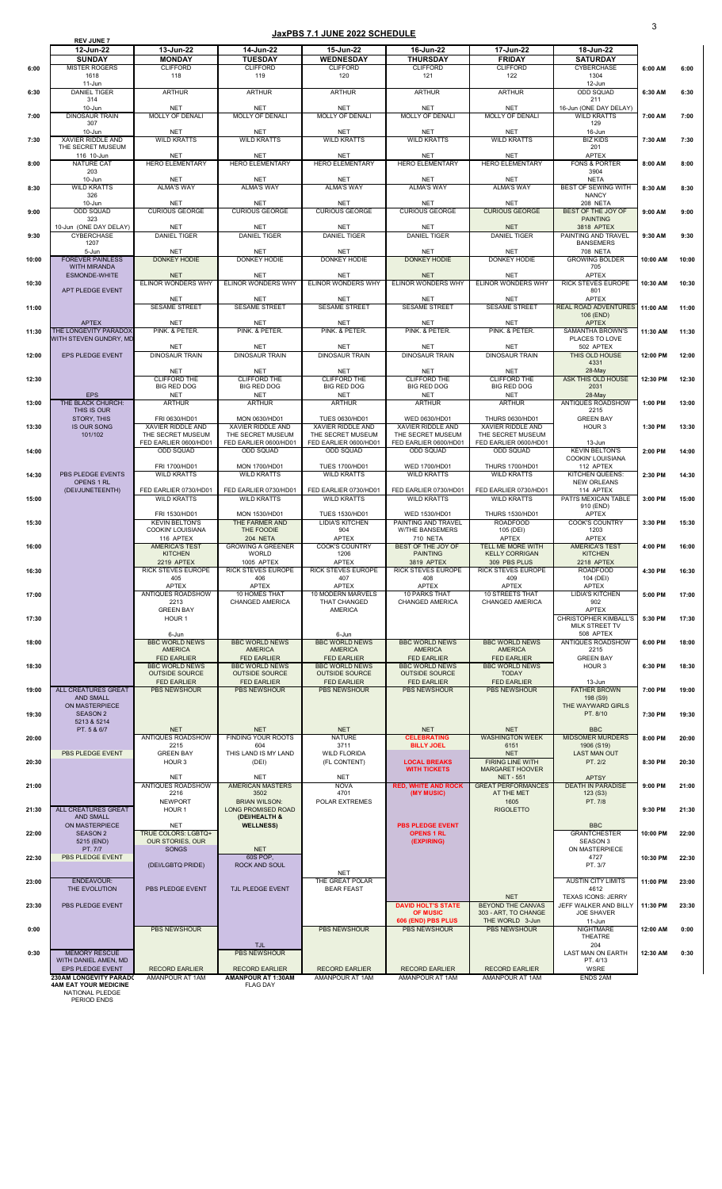# JaxPBS 7.1 JUNE 2022 SCHEDULE

REV JUNE 7

| | 12-Jun-22 SUNDAY | 13-Jun-22 MONDAY | 14-Jun-22 TUESDAY | 15-Jun-22 WEDNESDAY | 16-Jun-22 THURSDAY | 17-Jun-22 FRIDAY | 18-Jun-22 SATURDAY | | |
|---|---|---|---|---|---|---|---|---|---|
| 6:00 | MISTER ROGERS 1618 11-Jun | CLIFFORD 118 | CLIFFORD 119 | CLIFFORD 120 | CLIFFORD 121 | CLIFFORD 122 | CYBERCHASE 1304 12-Jun | 6:00 AM | 6:00 |
| 6:30 | DANIEL TIGER 314 10-Jun | ARTHUR NET | ARTHUR NET | ARTHUR NET | ARTHUR NET | ARTHUR NET | ODD SQUAD 211 16-Jun (ONE DAY DELAY) | 6:30 AM | 6:30 |
| 7:00 | DINOSAUR TRAIN 307 10-Jun | MOLLY OF DENALI NET | MOLLY OF DENALI NET | MOLLY OF DENALI NET | MOLLY OF DENALI NET | MOLLY OF DENALI NET | WILD KRATTS 129 16-Jun | 7:00 AM | 7:00 |
| 7:30 | XAVIER RIDDLE AND THE SECRET MUSEUM 116 10-Jun | WILD KRATTS NET | WILD KRATTS NET | WILD KRATTS NET | WILD KRATTS NET | WILD KRATTS NET | BIZ KIDS 201 APTEX | 7:30 AM | 7:30 |
| 8:00 | NATURE CAT 203 10-Jun | HERO ELEMENTARY NET | HERO ELEMENTARY NET | HERO ELEMENTARY NET | HERO ELEMENTARY NET | HERO ELEMENTARY NET | FONS & PORTER 3904 NETA | 8:00 AM | 8:00 |
| 8:30 | WILD KRATTS 326 10-Jun | ALMA'S WAY NET | ALMA'S WAY NET | ALMA'S WAY NET | ALMA'S WAY NET | ALMA'S WAY NET | BEST OF SEWING WITH NANCY 208 NETA | 8:30 AM | 8:30 |
| 9:00 | ODD SQUAD 323 10-Jun (ONE DAY DELAY) | CURIOUS GEORGE NET | CURIOUS GEORGE NET | CURIOUS GEORGE NET | CURIOUS GEORGE NET | CURIOUS GEORGE NET | BEST OF THE JOY OF PAINTING 3818 APTEX | 9:00 AM | 9:00 |
| 9:30 | CYBERCHASE 1207 5-Jun | DANIEL TIGER NET | DANIEL TIGER NET | DANIEL TIGER NET | DANIEL TIGER NET | DANIEL TIGER NET | PAINTING AND TRAVEL WITH THE BANSEMERS 708 NETA | 9:30 AM | 9:30 |
| 10:00 | FOREVER PAINLESS WITH MIRANDA ESMONDE-WHITE | DONKEY HODIE NET | DONKEY HODIE NET | DONKEY HODIE NET | DONKEY HODIE NET | DONKEY HODIE NET | GROWING BOLDER 705 APTEX | 10:00 AM | 10:00 |
| 10:30 | APT PLEDGE EVENT | ELINOR WONDERS WHY NET | ELINOR WONDERS WHY NET | ELINOR WONDERS WHY NET | ELINOR WONDERS WHY NET | ELINOR WONDERS WHY NET | RICK STEVES EUROPE 801 APTEX | 10:30 AM | 10:30 |
| 11:00 | APTEX | SESAME STREET NET | SESAME STREET NET | SESAME STREET NET | SESAME STREET NET | SESAME STREET NET | REAL ROAD ADVENTURES 106 (END) APTEX | 11:00 AM | 11:00 |
| 11:30 | THE LONGEVITY PARADOX WITH STEVEN GUNDRY, MD | PINK. & PETER. NET | PINK. & PETER. NET | PINK. & PETER. NET | PINK. & PETER. NET | PINK. & PETER. NET | SAMANTHA BROWN'S PLACES TO LOVE 502 APTEX | 11:30 AM | 11:30 |
| 12:00 | EPS PLEDGE EVENT | DINOSAUR TRAIN NET | DINOSAUR TRAIN NET | DINOSAUR TRAIN NET | DINOSAUR TRAIN NET | DINOSAUR TRAIN NET | THIS OLD HOUSE 4331 28-May | 12:00 PM | 12:00 |
| 12:30 | EPS | CLIFFORD THE BIG RED DOG NET | CLIFFORD THE BIG RED DOG NET | CLIFFORD THE BIG RED DOG NET | CLIFFORD THE BIG RED DOG NET | CLIFFORD THE BIG RED DOG NET | ASK THIS OLD HOUSE 2031 28-May | 12:30 PM | 12:30 |
| 13:00 | THE BLACK CHURCH: THIS IS OUR STORY, THIS | ARTHUR FRI 0630/HD01 | ARTHUR MON 0630/HD01 | ARTHUR TUES 0630/HD01 | ARTHUR WED 0630/HD01 | ARTHUR THURS 0630/HD01 | ANTIQUES ROADSHOW 2215 GREEN BAY | 1:00 PM | 13:00 |
| 13:30 | IS OUR SONG 101/102 | XAVIER RIDDLE AND THE SECRET MUSEUM FED EARLIER 0600/HD01 | XAVIER RIDDLE AND THE SECRET MUSEUM FED EARLIER 0600/HD01 | XAVIER RIDDLE AND THE SECRET MUSEUM FED EARLIER 0600/HD01 | XAVIER RIDDLE AND THE SECRET MUSEUM FED EARLIER 0600/HD01 | XAVIER RIDDLE AND THE SECRET MUSEUM FED EARLIER 0600/HD01 | HOUR 3 13-Jun | 1:30 PM | 13:30 |
| 14:00 | | ODD SQUAD FRI 1700/HD01 | ODD SQUAD MON 1700/HD01 | ODD SQUAD TUES 1700/HD01 | ODD SQUAD WED 1700/HD01 | ODD SQUAD THURS 1700/HD01 | KEVIN BELTON'S COOKIN' LOUISIANA 112 APTEX | 2:00 PM | 14:00 |
| 14:30 | PBS PLEDGE EVENTS OPENS 1 RL (DEI/JUNETEENTH) | WILD KRATTS FED EARLIER 0730/HD01 | WILD KRATTS FED EARLIER 0730/HD01 | WILD KRATTS FED EARLIER 0730/HD01 | WILD KRATTS FED EARLIER 0730/HD01 | WILD KRATTS FED EARLIER 0730/HD01 | KITCHEN QUEENS: NEW ORLEANS 114 APTEX | 2:30 PM | 14:30 |
| 15:00 | | WILD KRATTS FRI 1530/HD01 | WILD KRATTS MON 1530/HD01 | WILD KRATTS TUES 1530/HD01 | WILD KRATTS WED 1530/HD01 | WILD KRATTS THURS 1530/HD01 | PATI'S MEXICAN TABLE 910 (END) APTEX | 3:00 PM | 15:00 |
| 15:30 | | KEVIN BELTON'S COOKIN' LOUISIANA 116 APTEX | THE FARMER AND THE FOODIE 204 NETA | LIDIA'S KITCHEN 904 APTEX | PAINTING AND TRAVEL W/THE BANSEMERS 710 NETA | ROADFOOD 105 (DEI) APTEX | COOK'S COUNTRY 1203 APTEX | 3:30 PM | 15:30 |
| 16:00 | | AMERICA'S TEST KITCHEN 2219 APTEX | GROWING A GREENER WORLD 1005 APTEX | COOK'S COUNTRY 1206 APTEX | BEST OF THE JOY OF PAINTING 3819 APTEX | TELL ME MORE WITH KELLY CORRIGAN 309 PBS PLUS | AMERICA'S TEST KITCHEN 2218 APTEX | 4:00 PM | 16:00 |
| 16:30 | | RICK STEVES EUROPE 405 APTEX | RICK STEVES EUROPE 406 APTEX | RICK STEVES EUROPE 407 APTEX | RICK STEVES EUROPE 408 APTEX | RICK STEVES EUROPE 409 APTEX | ROADFOOD 104 (DEI) APTEX | 4:30 PM | 16:30 |
| 17:00 | | ANTIQUES ROADSHOW 2213 GREEN BAY | 10 HOMES THAT CHANGED AMERICA | 10 MODERN MARVELS THAT CHANGED AMERICA | 10 PARKS THAT CHANGED AMERICA | 10 STREETS THAT CHANGED AMERICA | LIDIA'S KITCHEN 902 APTEX | 5:00 PM | 17:00 |
| 17:30 | | HOUR 1 6-Jun | | 6-Jun | | | CHRISTOPHER KIMBALL'S MILK STREET TV 508 APTEX | 5:30 PM | 17:30 |
| 18:00 | | BBC WORLD NEWS AMERICA FED EARLIER | BBC WORLD NEWS AMERICA FED EARLIER | BBC WORLD NEWS AMERICA FED EARLIER | BBC WORLD NEWS AMERICA FED EARLIER | BBC WORLD NEWS AMERICA FED EARLIER | ANTIQUES ROADSHOW 2215 GREEN BAY | 6:00 PM | 18:00 |
| 18:30 | | BBC WORLD NEWS OUTSIDE SOURCE FED EARLIER | BBC WORLD NEWS OUTSIDE SOURCE FED EARLIER | BBC WORLD NEWS OUTSIDE SOURCE FED EARLIER | BBC WORLD NEWS OUTSIDE SOURCE FED EARLIER | BBC WORLD NEWS TODAY FED EARLIER | HOUR 3 13-Jun | 6:30 PM | 18:30 |
| 19:00 | ALL CREATURES GREAT AND SMALL ON MASTERPIECE | PBS NEWSHOUR | PBS NEWSHOUR | PBS NEWSHOUR | PBS NEWSHOUR | PBS NEWSHOUR | FATHER BROWN 198 (S9) | 7:00 PM | 19:00 |
| 19:30 | SEASON 2 5213 & 5214 PT. 5 & 6/7 | NET | NET | NET | NET | NET | THE WAYWARD GIRLS PT. 8/10 BBC | 7:30 PM | 19:30 |
| 20:00 | PBS PLEDGE EVENT | ANTIQUES ROADSHOW 2215 GREEN BAY | FINDING YOUR ROOTS 604 THIS LAND IS MY LAND | NATURE 3711 WILD FLORIDA | CELEBRATING BILLY JOEL | WASHINGTON WEEK 6151 NET | MIDSOMER MURDERS 1906 (S19) LAST MAN OUT | 8:00 PM | 20:00 |
| 20:30 | | HOUR 3 NET | (DEI) | (FL CONTENT) NET | LOCAL BREAKS WITH TICKETS | FIRING LINE WITH MARGARET HOOVER NET - 551 | PT. 2/2 APTSY | 8:30 PM | 20:30 |
| 21:00 | | ANTIQUES ROADSHOW 2216 NEWPORT | AMERICAN MASTERS 3502 BRIAN WILSON: | NOVA 4701 POLAR EXTREMES | RED, WHITE AND ROCK (MY MUSIC) | GREAT PERFORMANCES AT THE MET 1605 | DEATH IN PARADISE 123 (S3) PT. 7/8 | 9:00 PM | 21:00 |
| 21:30 | ALL CREATURES GREAT AND SMALL | HOUR 1 NET | LONG PROMISED ROAD (DEI/HEALTH & WELLNESS) | | | RIGOLETTO | | 9:30 PM | 21:30 |
| 22:00 | ON MASTERPIECE SEASON 2 5215 (END) PT. 7/7 | TRUE COLORS: LGBTQ+ OUR STORIES, OUR SONGS | NET | | PBS PLEDGE EVENT OPENS 1 RL (EXPIRING) | | BBC GRANTCHESTER SEASON 3 ON MASTERPIECE | 10:00 PM | 22:00 |
| 22:30 | PBS PLEDGE EVENT | (DEI/LGBTQ PRIDE) | 60S POP, ROCK AND SOUL | NET | | | 4727 PT. 3/7 | 10:30 PM | 22:30 |
| 23:00 | ENDEAVOUR: THE EVOLUTION | PBS PLEDGE EVENT | TJL PLEDGE EVENT | THE GREAT POLAR BEAR FEAST | | NET | AUSTIN CITY LIMITS 4612 TEXAS ICONS: JERRY | 11:00 PM | 23:00 |
| 23:30 | PBS PLEDGE EVENT | | | | DAVID HOLT'S STATE OF MUSIC 606 (END) PBS PLUS | BEYOND THE CANVAS 303 - ART, TO CHANGE THE WORLD 3-Jun | JEFF WALKER AND BILLY JOE SHAVER 11-Jun | 11:30 PM | 23:30 |
| 0:00 | | PBS NEWSHOUR | | PBS NEWSHOUR | PBS NEWSHOUR | PBS NEWSHOUR | NIGHTMARE THEATRE 204 | 12:00 AM | 0:00 |
| 0:30 | MEMORY RESCUE WITH DANIEL AMEN, MD EPS PLEDGE EVENT | RECORD EARLIER | TJL PBS NEWSHOUR RECORD EARLIER | RECORD EARLIER | RECORD EARLIER | RECORD EARLIER | LAST MAN ON EARTH PT. 4/13 WSRE | 12:30 AM | 0:30 |
| | 230AM LONGEVITY PARADOX 4AM EAT YOUR MEDICINE NATIONAL PLEDGE PERIOD ENDS | AMANPOUR AT 1AM | AMANPOUR AT 1:30AM FLAG DAY | AMANPOUR AT 1AM | AMANPOUR AT 1AM | AMANPOUR AT 1AM | ENDS 2AM | | |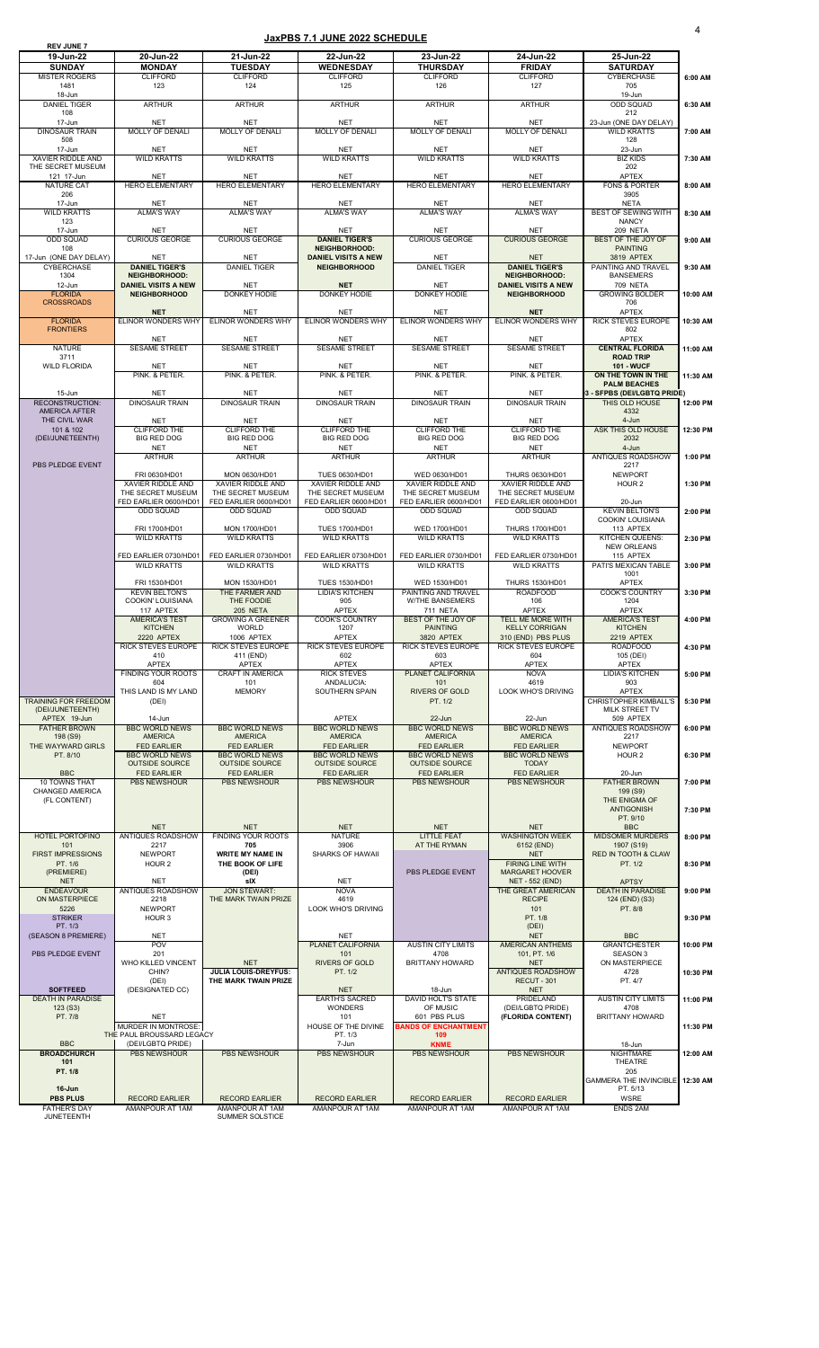# JaxPBS 7.1 JUNE 2022 SCHEDULE

REV JUNE 7

| 19-Jun-22 SUNDAY | 20-Jun-22 MONDAY | 21-Jun-22 TUESDAY | 22-Jun-22 WEDNESDAY | 23-Jun-22 THURSDAY | 24-Jun-22 FRIDAY | 25-Jun-22 SATURDAY | |
|---|---|---|---|---|---|---|---|
| MISTER ROGERS 1481 18-Jun | CLIFFORD 123 | CLIFFORD 124 | CLIFFORD 125 | CLIFFORD 126 | CLIFFORD 127 | CYBERCHASE 705 19-Jun | 6:00 AM |
| DANIEL TIGER 108 17-Jun | ARTHUR NET | ARTHUR NET | ARTHUR NET | ARTHUR NET | ARTHUR NET | ODD SQUAD 212 23-Jun (ONE DAY DELAY) | 6:30 AM |
| DINOSAUR TRAIN 508 17-Jun | MOLLY OF DENALI NET | MOLLY OF DENALI NET | MOLLY OF DENALI NET | MOLLY OF DENALI NET | MOLLY OF DENALI NET | WILD KRATTS 128 23-Jun | 7:00 AM |
| XAVIER RIDDLE AND THE SECRET MUSEUM 121 17-Jun | WILD KRATTS NET | WILD KRATTS NET | WILD KRATTS NET | WILD KRATTS NET | WILD KRATTS NET | BIZ KIDS 202 APTEX | 7:30 AM |
| NATURE CAT 206 17-Jun | HERO ELEMENTARY NET | HERO ELEMENTARY NET | HERO ELEMENTARY NET | HERO ELEMENTARY NET | HERO ELEMENTARY NET | FONS & PORTER 3905 NETA | 8:00 AM |
| WILD KRATTS 123 17-Jun | ALMA'S WAY NET | ALMA'S WAY NET | ALMA'S WAY NET | ALMA'S WAY NET | ALMA'S WAY NET | BEST OF SEWING WITH NANCY 209 NETA | 8:30 AM |
| ODD SQUAD 108 17-Jun (ONE DAY DELAY) | CURIOUS GEORGE NET | CURIOUS GEORGE NET | **DANIEL TIGER'S NEIGHBORHOOD: DANIEL VISITS A NEW** | CURIOUS GEORGE NET | CURIOUS GEORGE NET | BEST OF THE JOY OF PAINTING 3819 APTEX | 9:00 AM |
| CYBERCHASE 1304 12-Jun | **DANIEL TIGER'S NEIGHBORHOOD: DANIEL VISITS A NEW** | DANIEL TIGER NET | **NEIGHBORHOOD NET** | DANIEL TIGER NET | **DANIEL TIGER'S NEIGHBORHOOD: DANIEL VISITS A NEW** | PAINTING AND TRAVEL W/THE BANSEMERS 709 NETA | 9:30 AM |
| FLORIDA CROSSROADS | **NEIGHBORHOOD NET** | DONKEY HODIE NET | DONKEY HODIE NET | DONKEY HODIE NET | **NEIGHBORHOOD NET** | GROWING BOLDER 706 APTEX | 10:00 AM |
| FLORIDA FRONTIERS | ELINOR WONDERS WHY NET | ELINOR WONDERS WHY NET | ELINOR WONDERS WHY NET | ELINOR WONDERS WHY NET | ELINOR WONDERS WHY NET | RICK STEVES EUROPE 802 APTEX | 10:30 AM |
| NATURE 3711 | SESAME STREET NET | SESAME STREET NET | SESAME STREET NET | SESAME STREET NET | SESAME STREET NET | **CENTRAL FLORIDA ROAD TRIP 101 - WUCF** | 11:00 AM |
| WILD FLORIDA 15-Jun | PINK. & PETER. NET | PINK. & PETER. NET | PINK. & PETER. NET | PINK. & PETER. NET | PINK. & PETER. NET | **ON THE TOWN IN THE PALM BEACHES 3 - SFPBS (DEI/LGBTQ PRIDE)** | 11:30 AM |
| RECONSTRUCTION: AMERICA AFTER THE CIVIL WAR | DINOSAUR TRAIN NET | DINOSAUR TRAIN NET | DINOSAUR TRAIN NET | DINOSAUR TRAIN NET | DINOSAUR TRAIN NET | THIS OLD HOUSE 4332 4-Jun | 12:00 PM |
| 101 & 102 (DEI/JUNETEENTH) | CLIFFORD THE BIG RED DOG NET | CLIFFORD THE BIG RED DOG NET | CLIFFORD THE BIG RED DOG NET | CLIFFORD THE BIG RED DOG NET | CLIFFORD THE BIG RED DOG NET | ASK THIS OLD HOUSE 2032 4-Jun | 12:30 PM |
| PBS PLEDGE EVENT | ARTHUR FRI 0630/HD01 | ARTHUR MON 0630/HD01 | ARTHUR TUES 0630/HD01 | ARTHUR WED 0630/HD01 | ARTHUR THURS 0630/HD01 | ANTIQUES ROADSHOW 2217 | 1:00 PM |
| | XAVIER RIDDLE AND THE SECRET MUSEUM FED EARLIER 0600/HD01 | XAVIER RIDDLE AND THE SECRET MUSEUM FED EARLIER 0600/HD01 | XAVIER RIDDLE AND THE SECRET MUSEUM FED EARLIER 0600/HD01 | XAVIER RIDDLE AND THE SECRET MUSEUM FED EARLIER 0600/HD01 | XAVIER RIDDLE AND THE SECRET MUSEUM FED EARLIER 0600/HD01 | NEWPORT HOUR 2 20-Jun | 1:30 PM |
| | ODD SQUAD FRI 1700/HD01 | ODD SQUAD MON 1700/HD01 | ODD SQUAD TUES 1700/HD01 | ODD SQUAD WED 1700/HD01 | ODD SQUAD THURS 1700/HD01 | KEVIN BELTON'S COOKIN' LOUISIANA 113 APTEX | 2:00 PM |
| | WILD KRATTS FED EARLIER 0730/HD01 | WILD KRATTS FED EARLIER 0730/HD01 | WILD KRATTS FED EARLIER 0730/HD01 | WILD KRATTS FED EARLIER 0730/HD01 | WILD KRATTS FED EARLIER 0730/HD01 | KITCHEN QUEENS: NEW ORLEANS 115 APTEX | 2:30 PM |
| | WILD KRATTS FRI 1530/HD01 | WILD KRATTS MON 1530/HD01 | WILD KRATTS TUES 1530/HD01 | WILD KRATTS WED 1530/HD01 | WILD KRATTS THURS 1530/HD01 | PATI'S MEXICAN TABLE 1001 APTEX | 3:00 PM |
| | KEVIN BELTON'S COOKIN' LOUISIANA 117 APTEX | THE FARMER AND THE FOODIE 205 NETA | LIDIA'S KITCHEN 905 APTEX | PAINTING AND TRAVEL W/THE BANSEMERS 711 NETA | ROADFOOD 106 APTEX | COOK'S COUNTRY 1204 APTEX | 3:30 PM |
| | AMERICA'S TEST KITCHEN 2220 APTEX | GROWING A GREENER WORLD 1006 APTEX | COOK'S COUNTRY 1207 APTEX | BEST OF THE JOY OF PAINTING 3820 APTEX | TELL ME MORE WITH KELLY CORRIGAN 310 (END) PBS PLUS | AMERICA'S TEST KITCHEN 2219 APTEX | 4:00 PM |
| | RICK STEVES EUROPE 410 APTEX | RICK STEVES EUROPE 411 (END) APTEX | RICK STEVES EUROPE 602 APTEX | RICK STEVES EUROPE 603 APTEX | RICK STEVES EUROPE 604 APTEX | ROADFOOD 105 (DEI) APTEX | 4:30 PM |
| | FINDING YOUR ROOTS 604 THIS LAND IS MY LAND | CRAFT IN AMERICA 101 MEMORY | RICK STEVES ANDALUCIA: SOUTHERN SPAIN | PLANET CALIFORNIA 101 RIVERS OF GOLD | NOVA 4619 LOOK WHO'S DRIVING | LIDIA'S KITCHEN 903 APTEX | 5:00 PM |
| TRAINING FOR FREEDOM (DEI/JUNETEENTH) APTEX 19-Jun | (DEI) 14-Jun | | APTEX | PT. 1/2 22-Jun | 22-Jun | CHRISTOPHER KIMBALL'S MILK STREET TV 509 APTEX | 5:30 PM |
| FATHER BROWN 198 (S9) | BBC WORLD NEWS AMERICA FED EARLIER | BBC WORLD NEWS AMERICA FED EARLIER | BBC WORLD NEWS AMERICA FED EARLIER | BBC WORLD NEWS AMERICA FED EARLIER | BBC WORLD NEWS AMERICA FED EARLIER | ANTIQUES ROADSHOW 2217 | 6:00 PM |
| THE WAYWARD GIRLS PT. 8/10 BBC | BBC WORLD NEWS OUTSIDE SOURCE FED EARLIER | BBC WORLD NEWS OUTSIDE SOURCE FED EARLIER | BBC WORLD NEWS OUTSIDE SOURCE FED EARLIER | BBC WORLD NEWS OUTSIDE SOURCE FED EARLIER | BBC WORLD NEWS TODAY FED EARLIER | NEWPORT HOUR 2 20-Jun | 6:30 PM |
| 10 TOWNS THAT CHANGED AMERICA (FL CONTENT) | PBS NEWSHOUR | PBS NEWSHOUR | PBS NEWSHOUR | PBS NEWSHOUR | PBS NEWSHOUR | FATHER BROWN 199 (S9) | 7:00 PM |
| | NET | NET | NET | NET | NET | THE ENIGMA OF ANTIGONISH PT. 9/10 BBC | 7:30 PM |
| HOTEL PORTOFINO 101 | ANTIQUES ROADSHOW 2217 | FINDING YOUR ROOTS 705 | NATURE 3906 | LITTLE FEAT AT THE RYMAN | WASHINGTON WEEK 6152 (END) NET | MIDSOMER MURDERS 1907 (S19) | 8:00 PM |
| FIRST IMPRESSIONS PT. 1/6 (PREMIERE) NET | NEWPORT HOUR 2 NET | **WRITE MY NAME IN THE BOOK OF LIFE (DEI) sIX** | SHARKS OF HAWAII NET | PBS PLEDGE EVENT | FIRING LINE WITH MARGARET HOOVER NET - 552 (END) | RED IN TOOTH & CLAW PT. 1/2 APTSY | 8:30 PM |
| ENDEAVOUR ON MASTERPIECE 5226 | ANTIQUES ROADSHOW 2218 | JON STEWART: THE MARK TWAIN PRIZE | NOVA 4619 | | THE GREAT AMERICAN RECIPE 101 | DEATH IN PARADISE 124 (END) (S3) | 9:00 PM |
| STRIKER PT. 1/3 (SEASON 8 PREMIERE) | NEWPORT HOUR 3 NET | | LOOK WHO'S DRIVING NET | | PT. 1/8 (DEI) NET | PT. 8/8 BBC | 9:30 PM |
| PBS PLEDGE EVENT | POV 201 | | PLANET CALIFORNIA 101 | AUSTIN CITY LIMITS 4708 | AMERICAN ANTHEMS 101, PT. 1/6 | GRANTCHESTER SEASON 3 | 10:00 PM |
| | WHO KILLED VINCENT CHIN? (DEI) | NET **JULIA LOUIS-DREYFUS: THE MARK TWAIN PRIZE** | RIVERS OF GOLD PT. 1/2 | BRITTANY HOWARD | NET ANTIQUES ROADSHOW RECUT - 301 | ON MASTERPIECE 4728 PT. 4/7 | 10:30 PM |
| **SOFTFEED** | (DESIGNATED CC) | | NET | 18-Jun | NET | | |
| DEATH IN PARADISE 123 (S3) | | | EARTH'S SACRED WONDERS 101 | DAVID HOLT'S STATE OF MUSIC 601 PBS PLUS | PRIDELAND (DEI/LGBTQ PRIDE) | AUSTIN CITY LIMITS 4708 | 11:00 PM |
| PT. 7/8 BBC | NET MURDER IN MONTROSE: THE PAUL BROUSSARD LEGACY (DEI/LGBTQ PRIDE) | | HOUSE OF THE DIVINE PT. 1/3 7-Jun | **BANDS OF ENCHANTMENT 109 KNME** | (FLORIDA CONTENT) | BRITTANY HOWARD 18-Jun | 11:30 PM |
| **BROADCHURCH 101 PT. 1/8** | PBS NEWSHOUR | PBS NEWSHOUR | PBS NEWSHOUR | PBS NEWSHOUR | PBS NEWSHOUR | NIGHTMARE THEATRE 205 | 12:00 AM |
| **16-Jun PBS PLUS** | RECORD EARLIER | RECORD EARLIER | RECORD EARLIER | RECORD EARLIER | RECORD EARLIER | GAMMERA THE INVINCIBLE PT. 5/13 WSRE | 12:30 AM |
| FATHER'S DAY JUNETEENTH | AMANPOUR AT 1AM | AMANPOUR AT 1AM SUMMER SOLSTICE | AMANPOUR AT 1AM | AMANPOUR AT 1AM | AMANPOUR AT 1AM | ENDS 2AM | |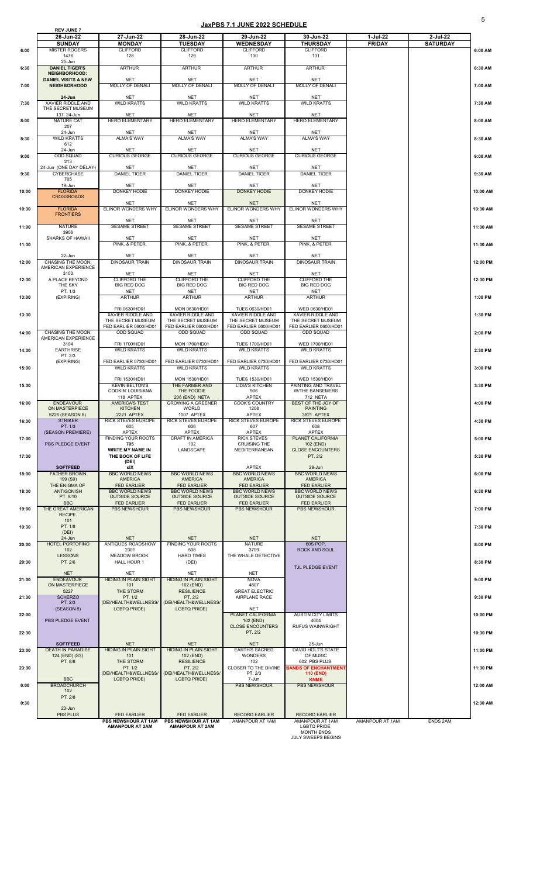# JaxPBS 7.1 JUNE 2022 SCHEDULE

REV JUNE 7

| | 26-Jun-22 SUNDAY | 27-Jun-22 MONDAY | 28-Jun-22 TUESDAY | 29-Jun-22 WEDNESDAY | 30-Jun-22 THURSDAY | 1-Jul-22 FRIDAY | 2-Jul-22 SATURDAY | |
|---|---|---|---|---|---|---|---|---|
| 6:00 | MISTER ROGERS 1476 25-Jun | CLIFFORD 128 | CLIFFORD 129 | CLIFFORD 130 | CLIFFORD 131 | | | 6:00 AM |
| 6:30 | DANIEL TIGER'S NEIGHBORHOOD: | ARTHUR | ARTHUR | ARTHUR | ARTHUR | | | 6:30 AM |
| 7:00 | DANIEL VISITS A NEW NEIGHBORHOOD | NET MOLLY OF DENALI | NET MOLLY OF DENALI | NET MOLLY OF DENALI | NET MOLLY OF DENALI | | | 7:00 AM |
| 7:30 | 24-Jun XAVIER RIDDLE AND THE SECRET MUSEUM | NET WILD KRATTS | NET WILD KRATTS | NET WILD KRATTS | NET WILD KRATTS | | | 7:30 AM |
| 8:00 | 137 24-Jun NATURE CAT 207 | NET HERO ELEMENTARY | NET HERO ELEMENTARY | NET HERO ELEMENTARY | NET HERO ELEMENTARY | | | 8:00 AM |
| 8:30 | 24-Jun WILD KRATTS 612 | NET ALMA'S WAY | NET ALMA'S WAY | NET ALMA'S WAY | NET ALMA'S WAY | | | 8:30 AM |
| 9:00 | 24-Jun ODD SQUAD 213 | NET CURIOUS GEORGE | NET CURIOUS GEORGE | NET CURIOUS GEORGE | NET CURIOUS GEORGE | | | 9:00 AM |
| 9:30 | 24-Jun (ONE DAY DELAY) CYBERCHASE 705 | NET DANIEL TIGER | NET DANIEL TIGER | NET DANIEL TIGER | NET DANIEL TIGER | | | 9:30 AM |
| 10:00 | 19-Jun FLORIDA CROSSROADS | NET DONKEY HODIE | NET DONKEY HODIE | NET DONKEY HODIE | NET DONKEY HODIE | | | 10:00 AM |
| 10:30 | FLORIDA FRONTIERS | NET ELINOR WONDERS WHY | NET ELINOR WONDERS WHY | NET ELINOR WONDERS WHY | NET ELINOR WONDERS WHY | | | 10:30 AM |
| 11:00 | NATURE 3906 SHARKS OF HAWAII | NET SESAME STREET | NET SESAME STREET | NET SESAME STREET | NET SESAME STREET | | | 11:00 AM |
| 11:30 | | NET PINK. & PETER. | NET PINK. & PETER. | NET PINK. & PETER. | NET PINK. & PETER. | | | 11:30 AM |
| 12:00 | 22-Jun CHASING THE MOON: AMERICAN EXPERIENCE 3103 | NET DINOSAUR TRAIN | NET DINOSAUR TRAIN | NET DINOSAUR TRAIN | NET DINOSAUR TRAIN | | | 12:00 PM |
| 12:30 | A PLACE BEYOND THE SKY PT. 1/3 | NET CLIFFORD THE BIG RED DOG | NET CLIFFORD THE BIG RED DOG | NET CLIFFORD THE BIG RED DOG | NET CLIFFORD THE BIG RED DOG | | | 12:30 PM |
| 13:00 | (EXPIRING) | NET ARTHUR | NET ARTHUR | NET ARTHUR | NET ARTHUR | | | 1:00 PM |
| 13:30 | | FRI 0630/HD01 XAVIER RIDDLE AND THE SECRET MUSEUM FED EARLIER 0600/HD01 | MON 0630/HD01 XAVIER RIDDLE AND THE SECRET MUSEUM FED EARLIER 0600/HD01 | TUES 0630/HD01 XAVIER RIDDLE AND THE SECRET MUSEUM FED EARLIER 0600/HD01 | WED 0630/HD01 XAVIER RIDDLE AND THE SECRET MUSEUM FED EARLIER 0600/HD01 | | | 1:30 PM |
| 14:00 | CHASING THE MOON: AMERICAN EXPERIENCE 3104 | ODD SQUAD | ODD SQUAD | ODD SQUAD | ODD SQUAD | | | 2:00 PM |
| 14:30 | EARTHRISE PT. 2/3 (EXPIRING) | FRI 1700/HD01 WILD KRATTS | MON 1700/HD01 WILD KRATTS | TUES 1700/HD01 WILD KRATTS | WED 1700/HD01 WILD KRATTS | | | 2:30 PM |
| 15:00 | | FED EARLIER 0730/HD01 WILD KRATTS | FED EARLIER 0730/HD01 WILD KRATTS | FED EARLIER 0730/HD01 WILD KRATTS | FED EARLIER 0730/HD01 WILD KRATTS | | | 3:00 PM |
| 15:30 | | FRI 1530/HD01 KEVIN BELTON'S COOKIN' LOUISIANA 118 APTEX | MON 1530/HD01 THE FARMER AND THE FOODIE 206 (END) NETA | TUES 1530/HD01 LIDIA'S KITCHEN 906 APTEX | WED 1530/HD01 PAINTING AND TRAVEL W/THE BANSEMERS 712 NETA | | | 3:30 PM |
| 16:00 | ENDEAVOUR ON MASTERPIECE 5226 (SEASON 8) | AMERICA'S TEST KITCHEN 2221 APTEX | GROWING A GREENER WORLD 1007 APTEX | COOK'S COUNTRY 1208 APTEX | BEST OF THE JOY OF PAINTING 3821 APTEX | | | 4:00 PM |
| 16:30 | STRIKER PT. 1/3 (SEASON PREMIERE) | RICK STEVES EUROPE 605 APTEX | RICK STEVES EUROPE 606 APTEX | RICK STEVES EUROPE 607 APTEX | RICK STEVES EUROPE 608 APTEX | | | 4:30 PM |
| 17:00 | PBS PLEDGE EVENT | FINDING YOUR ROOTS 705 WRITE MY NAME IN | CRAFT IN AMERICA 102 LANDSCAPE | RICK STEVES CRUISING THE MEDITERRANEAN | PLANET CALIFORNIA 102 (END) CLOSE ENCOUNTERS | | | 5:00 PM |
| 17:30 | | THE BOOK OF LIFE (DEI) sIX | | APTEX | PT. 2/2 29-Jun | | | 5:30 PM |
| 18:00 | SOFTFEED FATHER BROWN 199 (S9) THE ENIGMA OF | BBC WORLD NEWS AMERICA FED EARLIER | BBC WORLD NEWS AMERICA FED EARLIER | BBC WORLD NEWS AMERICA FED EARLIER | BBC WORLD NEWS AMERICA FED EARLIER | | | 6:00 PM |
| 18:30 | ANTIGONISH PT. 9/10 BBC | BBC WORLD NEWS OUTSIDE SOURCE FED EARLIER | BBC WORLD NEWS OUTSIDE SOURCE FED EARLIER | BBC WORLD NEWS OUTSIDE SOURCE FED EARLIER | BBC WORLD NEWS OUTSIDE SOURCE FED EARLIER | | | 6:30 PM |
| 19:00 | THE GREAT AMERICAN RECIPE 101 | PBS NEWSHOUR | PBS NEWSHOUR | PBS NEWSHOUR | PBS NEWSHOUR | | | 7:00 PM |
| 19:30 | PT. 1/8 (DEI) 24-Jun | | | | | | | 7:30 PM |
| 20:00 | HOTEL PORTOFINO 102 | NET ANTIQUES ROADSHOW 2301 | NET FINDING YOUR ROOTS 508 | NET NATURE 3709 | NET 60S POP, ROCK AND SOUL | | | 8:00 PM |
| 20:30 | LESSONS PT. 2/6 | MEADOW BROOK HALL HOUR 1 | HARD TIMES (DEI) | THE WHALE DETECTIVE | TJL PLEDGE EVENT | | | 8:30 PM |
| 21:00 | NET ENDEAVOUR ON MASTERPIECE 5227 | NET HIDING IN PLAIN SIGHT 101 THE STORM | NET HIDING IN PLAIN SIGHT 102 (END) RESILIENCE | NET NOVA 4807 GREAT ELECTRIC | | | | 9:00 PM |
| 21:30 | SCHERZO PT. 2/3 (SEASON 8) | PT. 1/2 (DEI/HEALTH&WELLNESS/ LGBTQ PRIDE) | PT. 2/2 (DEI/HEALTH&WELLNESS/ LGBTQ PRIDE) | AIRPLANE RACE NET | | | | 9:30 PM |
| 22:00 | PBS PLEDGE EVENT | | | PLANET CALIFORNIA 102 (END) CLOSE ENCOUNTERS | AUSTIN CITY LIMITS 4604 RUFUS WAINWRIGHT | | | 10:00 PM |
| 22:30 | SOFTFEED | NET | NET | PT. 2/2 NET | 25-Jun | | | 10:30 PM |
| 23:00 | DEATH IN PARADISE 124 (END) (S3) PT. 8/8 | HIDING IN PLAIN SIGHT 101 THE STORM | HIDING IN PLAIN SIGHT 102 (END) RESILIENCE | EARTH'S SACRED WONDERS 102 | DAVID HOLT'S STATE OF MUSIC 602 PBS PLUS | | | 11:00 PM |
| 23:30 | BBC | PT. 1/2 (DEI/HEALTH&WELLNESS/ LGBTQ PRIDE) | PT. 2/2 (DEI/HEALTH&WELLNESS/ LGBTQ PRIDE) | CLOSER TO THE DIVINE PT. 2/3 7-Jun | BANDS OF ENCHANTMENT 110 (END) KNME | | | 11:30 PM |
| 0:00 | BROADCHURCH 102 PT. 2/8 | | | PBS NEWSHOUR | PBS NEWSHOUR | | | 12:00 AM |
| 0:30 | 23-Jun PBS PLUS | FED EARLIER | FED EARLIER | RECORD EARLIER | RECORD EARLIER | | | 12:30 AM |
| | | PBS NEWSHOUR AT 1AM AMANPOUR AT 2AM | PBS NEWSHOUR AT 1AM AMANPOUR AT 2AM | AMANPOUR AT 1AM | AMANPOUR AT 1AM LGBTQ PRIDE MONTH ENDS JULY SWEEPS BEGINS | AMANPOUR AT 1AM | ENDS 2AM | |